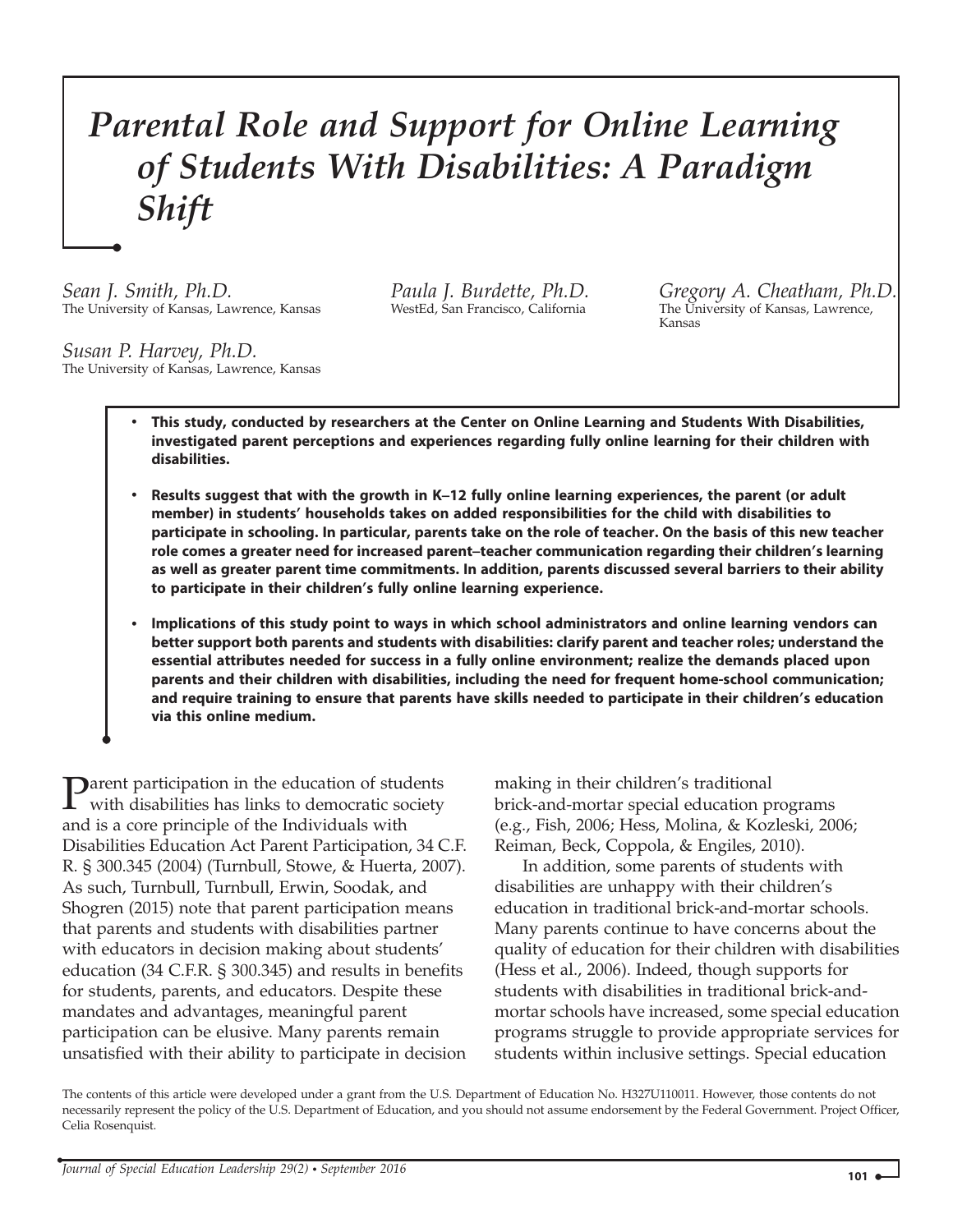# Parental Role and Support for Online Learning of Students With Disabilities: A Paradigm Shift

*Sean J. Smith, Ph.D.*
The University of Kansas, Lawrence, Kansas

*Paula J. Burdette, Ph.D.*
WestEd, San Francisco, California

*Gregory A. Cheatham, Ph.D.*
The University of Kansas, Lawrence, Kansas

*Susan P. Harvey, Ph.D.*
The University of Kansas, Lawrence, Kansas

- **This study, conducted by researchers at the Center on Online Learning and Students With Disabilities, investigated parent perceptions and experiences regarding fully online learning for their children with disabilities.**
- **Results suggest that with the growth in K–12 fully online learning experiences, the parent (or adult member) in students' households takes on added responsibilities for the child with disabilities to participate in schooling. In particular, parents take on the role of teacher. On the basis of this new teacher role comes a greater need for increased parent–teacher communication regarding their children's learning as well as greater parent time commitments. In addition, parents discussed several barriers to their ability to participate in their children's fully online learning experience.**
- **Implications of this study point to ways in which school administrators and online learning vendors can better support both parents and students with disabilities: clarify parent and teacher roles; understand the essential attributes needed for success in a fully online environment; realize the demands placed upon parents and their children with disabilities, including the need for frequent home-school communication; and require training to ensure that parents have skills needed to participate in their children's education via this online medium.**

Parent participation in the education of students with disabilities has links to democratic society and is a core principle of the Individuals with Disabilities Education Act Parent Participation, 34 C.F.R. § 300.345 (2004) (Turnbull, Stowe, & Huerta, 2007). As such, Turnbull, Turnbull, Erwin, Soodak, and Shogren (2015) note that parent participation means that parents and students with disabilities partner with educators in decision making about students' education (34 C.F.R. § 300.345) and results in benefits for students, parents, and educators. Despite these mandates and advantages, meaningful parent participation can be elusive. Many parents remain unsatisfied with their ability to participate in decision making in their children's traditional brick-and-mortar special education programs (e.g., Fish, 2006; Hess, Molina, & Kozleski, 2006; Reiman, Beck, Coppola, & Engiles, 2010).

In addition, some parents of students with disabilities are unhappy with their children's education in traditional brick-and-mortar schools. Many parents continue to have concerns about the quality of education for their children with disabilities (Hess et al., 2006). Indeed, though supports for students with disabilities in traditional brick-and-mortar schools have increased, some special education programs struggle to provide appropriate services for students within inclusive settings. Special education

The contents of this article were developed under a grant from the U.S. Department of Education No. H327U110011. However, those contents do not necessarily represent the policy of the U.S. Department of Education, and you should not assume endorsement by the Federal Government. Project Officer, Celia Rosenquist.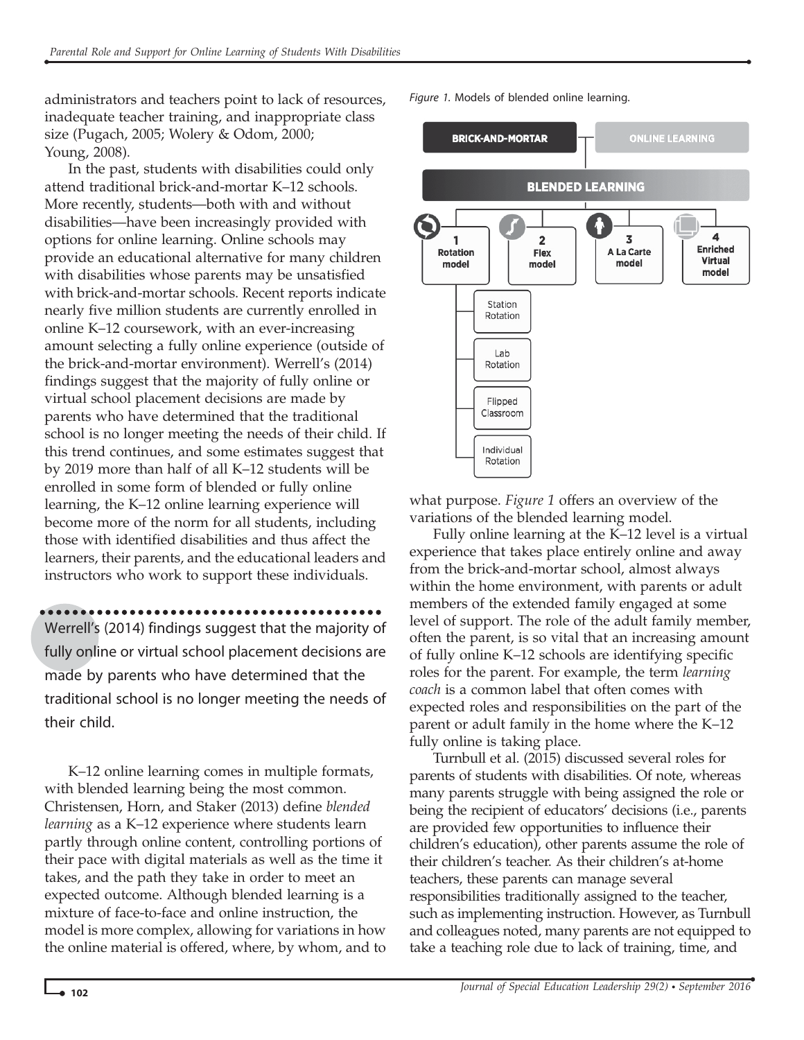administrators and teachers point to lack of resources, inadequate teacher training, and inappropriate class size (Pugach, 2005; Wolery & Odom, 2000; Young, 2008).

In the past, students with disabilities could only attend traditional brick-and-mortar K–12 schools. More recently, students—both with and without disabilities—have been increasingly provided with options for online learning. Online schools may provide an educational alternative for many children with disabilities whose parents may be unsatisfied with brick-and-mortar schools. Recent reports indicate nearly five million students are currently enrolled in online K–12 coursework, with an ever-increasing amount selecting a fully online experience (outside of the brick-and-mortar environment). Werrell's (2014) findings suggest that the majority of fully online or virtual school placement decisions are made by parents who have determined that the traditional school is no longer meeting the needs of their child. If this trend continues, and some estimates suggest that by 2019 more than half of all K–12 students will be enrolled in some form of blended or fully online learning, the K–12 online learning experience will become more of the norm for all students, including those with identified disabilities and thus affect the learners, their parents, and the educational leaders and instructors who work to support these individuals.

> Werrell's (2014) findings suggest that the majority of fully online or virtual school placement decisions are made by parents who have determined that the traditional school is no longer meeting the needs of their child.

K–12 online learning comes in multiple formats, with blended learning being the most common. Christensen, Horn, and Staker (2013) define *blended learning* as a K–12 experience where students learn partly through online content, controlling portions of their pace with digital materials as well as the time it takes, and the path they take in order to meet an expected outcome. Although blended learning is a mixture of face-to-face and online instruction, the model is more complex, allowing for variations in how the online material is offered, where, by whom, and to what purpose. *Figure 1* offers an overview of the variations of the blended learning model.

*Figure 1.* Models of blended online learning.

BRICK-AND-MORTAR | ONLINE LEARNING

BLENDED LEARNING

1 Rotation model
- Station Rotation
- Lab Rotation
- Flipped Classroom
- Individual Rotation

2 Flex model

3 A La Carte model

4 Enriched Virtual model

Fully online learning at the K–12 level is a virtual experience that takes place entirely online and away from the brick-and-mortar school, almost always within the home environment, with parents or adult members of the extended family engaged at some level of support. The role of the adult family member, often the parent, is so vital that an increasing amount of fully online K–12 schools are identifying specific roles for the parent. For example, the term *learning coach* is a common label that often comes with expected roles and responsibilities on the part of the parent or adult family in the home where the K–12 fully online is taking place.

Turnbull et al. (2015) discussed several roles for parents of students with disabilities. Of note, whereas many parents struggle with being assigned the role or being the recipient of educators' decisions (i.e., parents are provided few opportunities to influence their children's education), other parents assume the role of their children's teacher. As their children's at-home teachers, these parents can manage several responsibilities traditionally assigned to the teacher, such as implementing instruction. However, as Turnbull and colleagues noted, many parents are not equipped to take a teaching role due to lack of training, time, and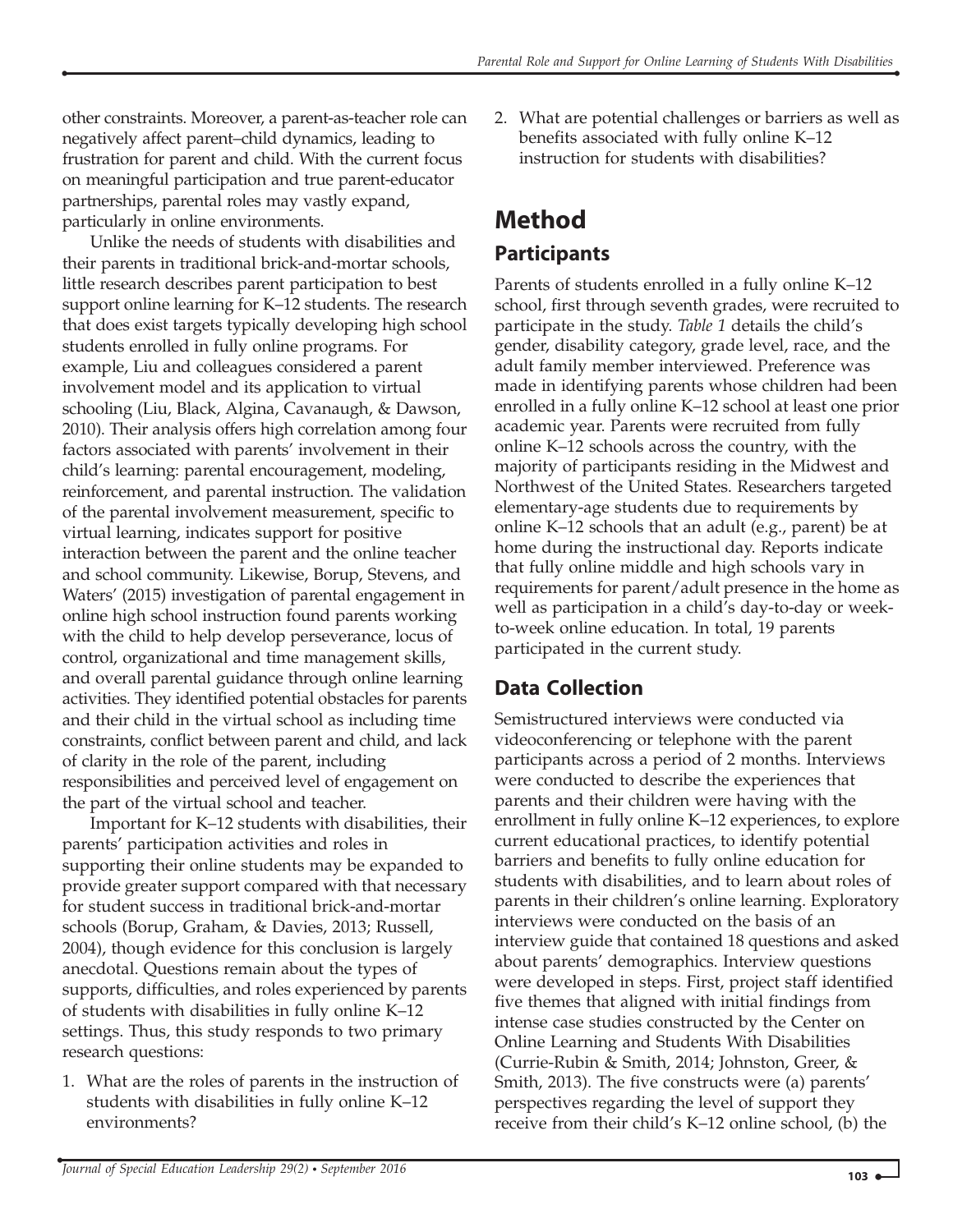other constraints. Moreover, a parent-as-teacher role can negatively affect parent–child dynamics, leading to frustration for parent and child. With the current focus on meaningful participation and true parent-educator partnerships, parental roles may vastly expand, particularly in online environments.

Unlike the needs of students with disabilities and their parents in traditional brick-and-mortar schools, little research describes parent participation to best support online learning for K–12 students. The research that does exist targets typically developing high school students enrolled in fully online programs. For example, Liu and colleagues considered a parent involvement model and its application to virtual schooling (Liu, Black, Algina, Cavanaugh, & Dawson, 2010). Their analysis offers high correlation among four factors associated with parents' involvement in their child's learning: parental encouragement, modeling, reinforcement, and parental instruction. The validation of the parental involvement measurement, specific to virtual learning, indicates support for positive interaction between the parent and the online teacher and school community. Likewise, Borup, Stevens, and Waters' (2015) investigation of parental engagement in online high school instruction found parents working with the child to help develop perseverance, locus of control, organizational and time management skills, and overall parental guidance through online learning activities. They identified potential obstacles for parents and their child in the virtual school as including time constraints, conflict between parent and child, and lack of clarity in the role of the parent, including responsibilities and perceived level of engagement on the part of the virtual school and teacher.

Important for K–12 students with disabilities, their parents' participation activities and roles in supporting their online students may be expanded to provide greater support compared with that necessary for student success in traditional brick-and-mortar schools (Borup, Graham, & Davies, 2013; Russell, 2004), though evidence for this conclusion is largely anecdotal. Questions remain about the types of supports, difficulties, and roles experienced by parents of students with disabilities in fully online K–12 settings. Thus, this study responds to two primary research questions:

1. What are the roles of parents in the instruction of students with disabilities in fully online K–12 environments?
2. What are potential challenges or barriers as well as benefits associated with fully online K–12 instruction for students with disabilities?

# Method

## Participants

Parents of students enrolled in a fully online K–12 school, first through seventh grades, were recruited to participate in the study. *Table 1* details the child's gender, disability category, grade level, race, and the adult family member interviewed. Preference was made in identifying parents whose children had been enrolled in a fully online K–12 school at least one prior academic year. Parents were recruited from fully online K–12 schools across the country, with the majority of participants residing in the Midwest and Northwest of the United States. Researchers targeted elementary-age students due to requirements by online K–12 schools that an adult (e.g., parent) be at home during the instructional day. Reports indicate that fully online middle and high schools vary in requirements for parent/adult presence in the home as well as participation in a child's day-to-day or week-to-week online education. In total, 19 parents participated in the current study.

## Data Collection

Semistructured interviews were conducted via videoconferencing or telephone with the parent participants across a period of 2 months. Interviews were conducted to describe the experiences that parents and their children were having with the enrollment in fully online K–12 experiences, to explore current educational practices, to identify potential barriers and benefits to fully online education for students with disabilities, and to learn about roles of parents in their children's online learning. Exploratory interviews were conducted on the basis of an interview guide that contained 18 questions and asked about parents' demographics. Interview questions were developed in steps. First, project staff identified five themes that aligned with initial findings from intense case studies constructed by the Center on Online Learning and Students With Disabilities (Currie-Rubin & Smith, 2014; Johnston, Greer, & Smith, 2013). The five constructs were (a) parents' perspectives regarding the level of support they receive from their child's K–12 online school, (b) the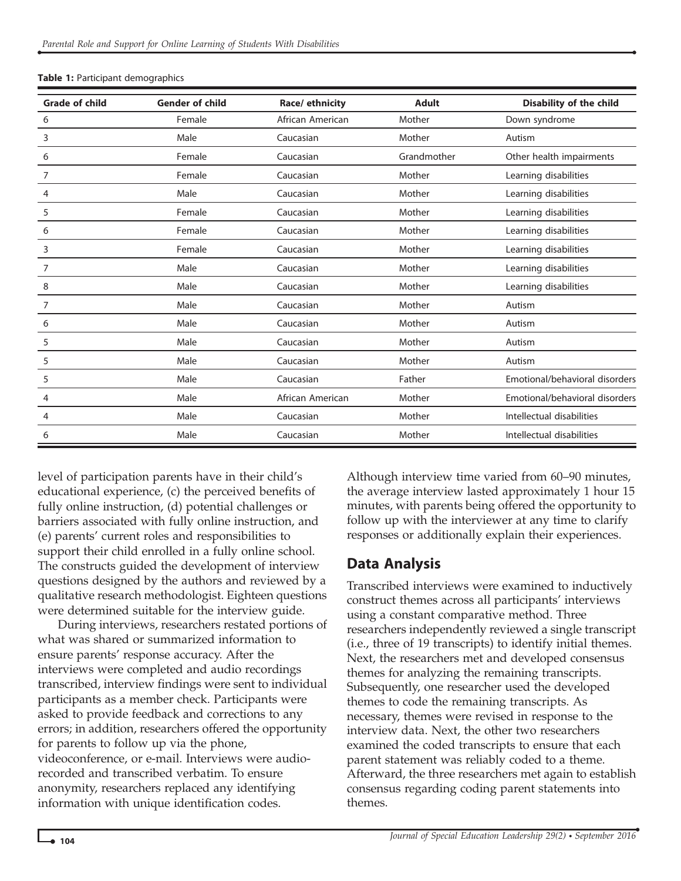**Table 1:** Participant demographics

| Grade of child | Gender of child | Race/ ethnicity | Adult | Disability of the child |
|---|---|---|---|---|
| 6 | Female | African American | Mother | Down syndrome |
| 3 | Male | Caucasian | Mother | Autism |
| 6 | Female | Caucasian | Grandmother | Other health impairments |
| 7 | Female | Caucasian | Mother | Learning disabilities |
| 4 | Male | Caucasian | Mother | Learning disabilities |
| 5 | Female | Caucasian | Mother | Learning disabilities |
| 6 | Female | Caucasian | Mother | Learning disabilities |
| 3 | Female | Caucasian | Mother | Learning disabilities |
| 7 | Male | Caucasian | Mother | Learning disabilities |
| 8 | Male | Caucasian | Mother | Learning disabilities |
| 7 | Male | Caucasian | Mother | Autism |
| 6 | Male | Caucasian | Mother | Autism |
| 5 | Male | Caucasian | Mother | Autism |
| 5 | Male | Caucasian | Mother | Autism |
| 5 | Male | Caucasian | Father | Emotional/behavioral disorders |
| 4 | Male | African American | Mother | Emotional/behavioral disorders |
| 4 | Male | Caucasian | Mother | Intellectual disabilities |
| 6 | Male | Caucasian | Mother | Intellectual disabilities |

level of participation parents have in their child's educational experience, (c) the perceived benefits of fully online instruction, (d) potential challenges or barriers associated with fully online instruction, and (e) parents' current roles and responsibilities to support their child enrolled in a fully online school. The constructs guided the development of interview questions designed by the authors and reviewed by a qualitative research methodologist. Eighteen questions were determined suitable for the interview guide.

During interviews, researchers restated portions of what was shared or summarized information to ensure parents' response accuracy. After the interviews were completed and audio recordings transcribed, interview findings were sent to individual participants as a member check. Participants were asked to provide feedback and corrections to any errors; in addition, researchers offered the opportunity for parents to follow up via the phone, videoconference, or e-mail. Interviews were audio-recorded and transcribed verbatim. To ensure anonymity, researchers replaced any identifying information with unique identification codes.

Although interview time varied from 60–90 minutes, the average interview lasted approximately 1 hour 15 minutes, with parents being offered the opportunity to follow up with the interviewer at any time to clarify responses or additionally explain their experiences.

## Data Analysis

Transcribed interviews were examined to inductively construct themes across all participants' interviews using a constant comparative method. Three researchers independently reviewed a single transcript (i.e., three of 19 transcripts) to identify initial themes. Next, the researchers met and developed consensus themes for analyzing the remaining transcripts. Subsequently, one researcher used the developed themes to code the remaining transcripts. As necessary, themes were revised in response to the interview data. Next, the other two researchers examined the coded transcripts to ensure that each parent statement was reliably coded to a theme. Afterward, the three researchers met again to establish consensus regarding coding parent statements into themes.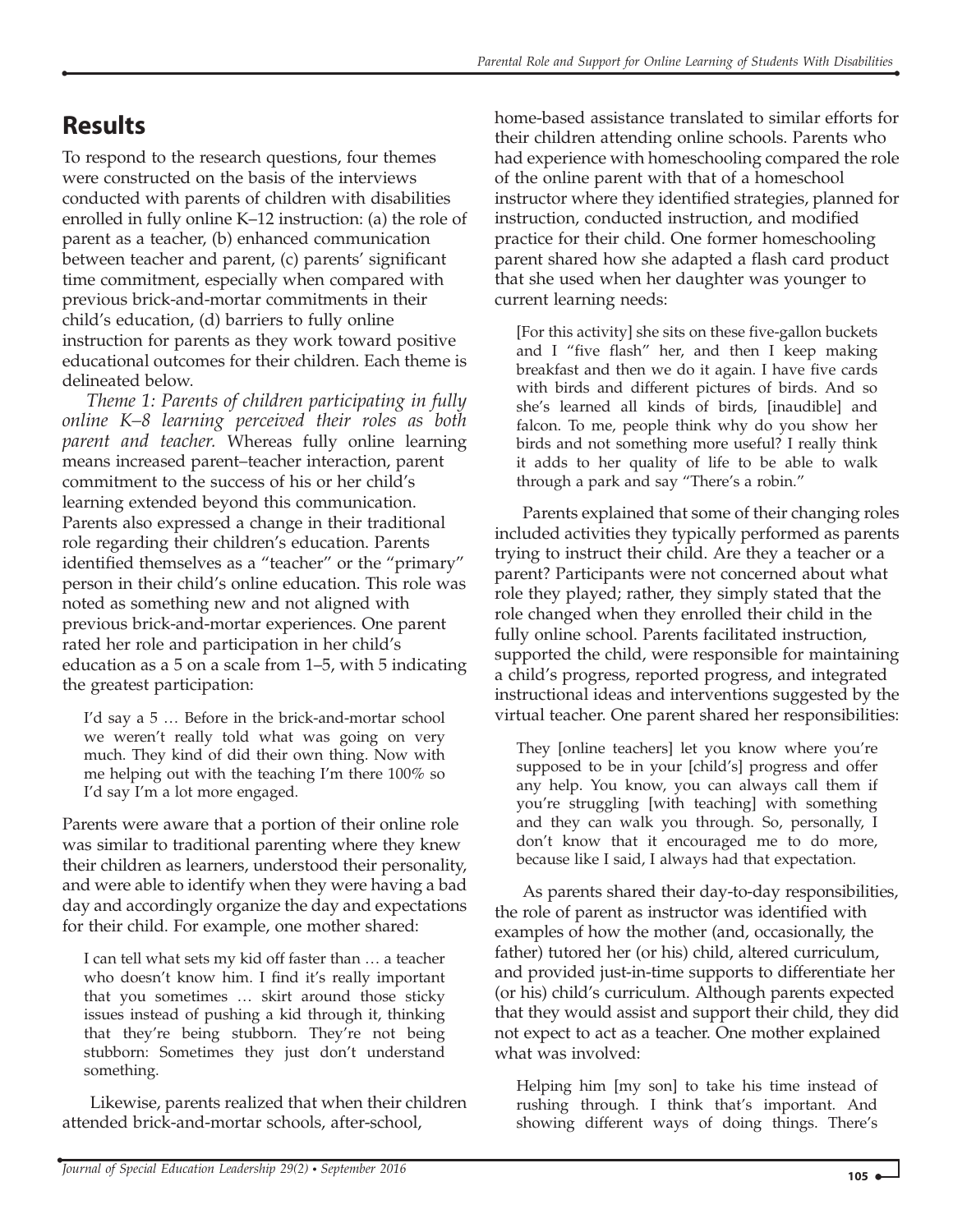## Results

To respond to the research questions, four themes were constructed on the basis of the interviews conducted with parents of children with disabilities enrolled in fully online K–12 instruction: (a) the role of parent as a teacher, (b) enhanced communication between teacher and parent, (c) parents' significant time commitment, especially when compared with previous brick-and-mortar commitments in their child's education, (d) barriers to fully online instruction for parents as they work toward positive educational outcomes for their children. Each theme is delineated below.

*Theme 1: Parents of children participating in fully online K–8 learning perceived their roles as both parent and teacher.* Whereas fully online learning means increased parent–teacher interaction, parent commitment to the success of his or her child's learning extended beyond this communication. Parents also expressed a change in their traditional role regarding their children's education. Parents identified themselves as a "teacher" or the "primary" person in their child's online education. This role was noted as something new and not aligned with previous brick-and-mortar experiences. One parent rated her role and participation in her child's education as a 5 on a scale from 1–5, with 5 indicating the greatest participation:

> I'd say a 5 … Before in the brick-and-mortar school we weren't really told what was going on very much. They kind of did their own thing. Now with me helping out with the teaching I'm there 100% so I'd say I'm a lot more engaged.

Parents were aware that a portion of their online role was similar to traditional parenting where they knew their children as learners, understood their personality, and were able to identify when they were having a bad day and accordingly organize the day and expectations for their child. For example, one mother shared:

> I can tell what sets my kid off faster than … a teacher who doesn't know him. I find it's really important that you sometimes … skirt around those sticky issues instead of pushing a kid through it, thinking that they're being stubborn. They're not being stubborn: Sometimes they just don't understand something.

Likewise, parents realized that when their children attended brick-and-mortar schools, after-school, home-based assistance translated to similar efforts for their children attending online schools. Parents who had experience with homeschooling compared the role of the online parent with that of a homeschool instructor where they identified strategies, planned for instruction, conducted instruction, and modified practice for their child. One former homeschooling parent shared how she adapted a flash card product that she used when her daughter was younger to current learning needs:

> [For this activity] she sits on these five-gallon buckets and I "five flash" her, and then I keep making breakfast and then we do it again. I have five cards with birds and different pictures of birds. And so she's learned all kinds of birds, [inaudible] and falcon. To me, people think why do you show her birds and not something more useful? I really think it adds to her quality of life to be able to walk through a park and say "There's a robin."

Parents explained that some of their changing roles included activities they typically performed as parents trying to instruct their child. Are they a teacher or a parent? Participants were not concerned about what role they played; rather, they simply stated that the role changed when they enrolled their child in the fully online school. Parents facilitated instruction, supported the child, were responsible for maintaining a child's progress, reported progress, and integrated instructional ideas and interventions suggested by the virtual teacher. One parent shared her responsibilities:

> They [online teachers] let you know where you're supposed to be in your [child's] progress and offer any help. You know, you can always call them if you're struggling [with teaching] with something and they can walk you through. So, personally, I don't know that it encouraged me to do more, because like I said, I always had that expectation.

As parents shared their day-to-day responsibilities, the role of parent as instructor was identified with examples of how the mother (and, occasionally, the father) tutored her (or his) child, altered curriculum, and provided just-in-time supports to differentiate her (or his) child's curriculum. Although parents expected that they would assist and support their child, they did not expect to act as a teacher. One mother explained what was involved:

> Helping him [my son] to take his time instead of rushing through. I think that's important. And showing different ways of doing things. There's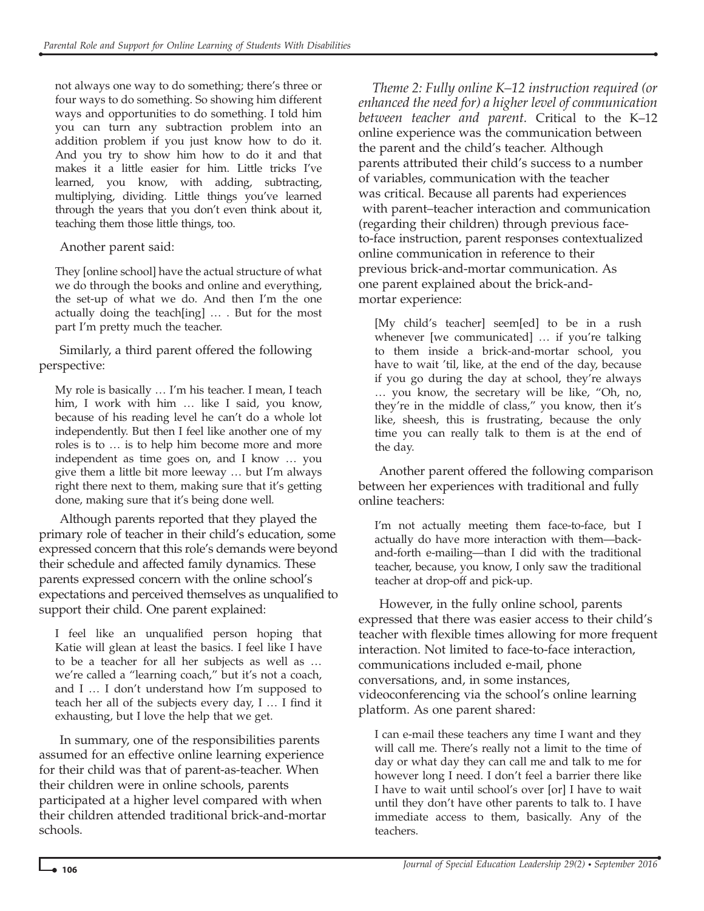> not always one way to do something; there's three or four ways to do something. So showing him different ways and opportunities to do something. I told him you can turn any subtraction problem into an addition problem if you just know how to do it. And you try to show him how to do it and that makes it a little easier for him. Little tricks I've learned, you know, with adding, subtracting, multiplying, dividing. Little things you've learned through the years that you don't even think about it, teaching them those little things, too.

Another parent said:

> They [online school] have the actual structure of what we do through the books and online and everything, the set-up of what we do. And then I'm the one actually doing the teach[ing] … . But for the most part I'm pretty much the teacher.

Similarly, a third parent offered the following perspective:

> My role is basically … I'm his teacher. I mean, I teach him, I work with him … like I said, you know, because of his reading level he can't do a whole lot independently. But then I feel like another one of my roles is to … is to help him become more and more independent as time goes on, and I know … you give them a little bit more leeway … but I'm always right there next to them, making sure that it's getting done, making sure that it's being done well.

Although parents reported that they played the primary role of teacher in their child's education, some expressed concern that this role's demands were beyond their schedule and affected family dynamics. These parents expressed concern with the online school's expectations and perceived themselves as unqualified to support their child. One parent explained:

> I feel like an unqualified person hoping that Katie will glean at least the basics. I feel like I have to be a teacher for all her subjects as well as … we're called a "learning coach," but it's not a coach, and I … I don't understand how I'm supposed to teach her all of the subjects every day, I … I find it exhausting, but I love the help that we get.

In summary, one of the responsibilities parents assumed for an effective online learning experience for their child was that of parent-as-teacher. When their children were in online schools, parents participated at a higher level compared with when their children attended traditional brick-and-mortar schools.

*Theme 2: Fully online K–12 instruction required (or enhanced the need for) a higher level of communication between teacher and parent.* Critical to the K–12 online experience was the communication between the parent and the child's teacher. Although parents attributed their child's success to a number of variables, communication with the teacher was critical. Because all parents had experiences with parent–teacher interaction and communication (regarding their children) through previous face-to-face instruction, parent responses contextualized online communication in reference to their previous brick-and-mortar communication. As one parent explained about the brick-and-mortar experience:

> [My child's teacher] seem[ed] to be in a rush whenever [we communicated] … if you're talking to them inside a brick-and-mortar school, you have to wait 'til, like, at the end of the day, because if you go during the day at school, they're always … you know, the secretary will be like, "Oh, no, they're in the middle of class," you know, then it's like, sheesh, this is frustrating, because the only time you can really talk to them is at the end of the day.

Another parent offered the following comparison between her experiences with traditional and fully online teachers:

> I'm not actually meeting them face-to-face, but I actually do have more interaction with them—back-and-forth e-mailing—than I did with the traditional teacher, because, you know, I only saw the traditional teacher at drop-off and pick-up.

However, in the fully online school, parents expressed that there was easier access to their child's teacher with flexible times allowing for more frequent interaction. Not limited to face-to-face interaction, communications included e-mail, phone conversations, and, in some instances, videoconferencing via the school's online learning platform. As one parent shared:

> I can e-mail these teachers any time I want and they will call me. There's really not a limit to the time of day or what day they can call me and talk to me for however long I need. I don't feel a barrier there like I have to wait until school's over [or] I have to wait until they don't have other parents to talk to. I have immediate access to them, basically. Any of the teachers.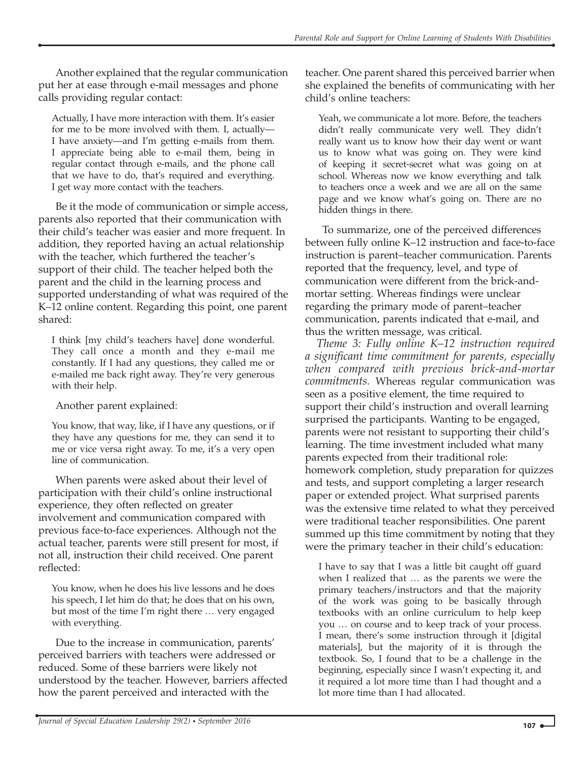Another explained that the regular communication put her at ease through e-mail messages and phone calls providing regular contact:

> Actually, I have more interaction with them. It's easier for me to be more involved with them. I, actually—I have anxiety—and I'm getting e-mails from them. I appreciate being able to e-mail them, being in regular contact through e-mails, and the phone call that we have to do, that's required and everything. I get way more contact with the teachers.

Be it the mode of communication or simple access, parents also reported that their communication with their child's teacher was easier and more frequent. In addition, they reported having an actual relationship with the teacher, which furthered the teacher's support of their child. The teacher helped both the parent and the child in the learning process and supported understanding of what was required of the K–12 online content. Regarding this point, one parent shared:

> I think [my child's teachers have] done wonderful. They call once a month and they e-mail me constantly. If I had any questions, they called me or e-mailed me back right away. They're very generous with their help.

Another parent explained:

> You know, that way, like, if I have any questions, or if they have any questions for me, they can send it to me or vice versa right away. To me, it's a very open line of communication.

When parents were asked about their level of participation with their child's online instructional experience, they often reflected on greater involvement and communication compared with previous face-to-face experiences. Although not the actual teacher, parents were still present for most, if not all, instruction their child received. One parent reflected:

> You know, when he does his live lessons and he does his speech, I let him do that; he does that on his own, but most of the time I'm right there … very engaged with everything.

Due to the increase in communication, parents' perceived barriers with teachers were addressed or reduced. Some of these barriers were likely not understood by the teacher. However, barriers affected how the parent perceived and interacted with the teacher. One parent shared this perceived barrier when she explained the benefits of communicating with her child's online teachers:

> Yeah, we communicate a lot more. Before, the teachers didn't really communicate very well. They didn't really want us to know how their day went or want us to know what was going on. They were kind of keeping it secret-secret what was going on at school. Whereas now we know everything and talk to teachers once a week and we are all on the same page and we know what's going on. There are no hidden things in there.

To summarize, one of the perceived differences between fully online K–12 instruction and face-to-face instruction is parent–teacher communication. Parents reported that the frequency, level, and type of communication were different from the brick-and-mortar setting. Whereas findings were unclear regarding the primary mode of parent–teacher communication, parents indicated that e-mail, and thus the written message, was critical.

*Theme 3: Fully online K–12 instruction required a significant time commitment for parents, especially when compared with previous brick-and-mortar commitments.* Whereas regular communication was seen as a positive element, the time required to support their child's instruction and overall learning surprised the participants. Wanting to be engaged, parents were not resistant to supporting their child's learning. The time investment included what many parents expected from their traditional role: homework completion, study preparation for quizzes and tests, and support completing a larger research paper or extended project. What surprised parents was the extensive time related to what they perceived were traditional teacher responsibilities. One parent summed up this time commitment by noting that they were the primary teacher in their child's education:

> I have to say that I was a little bit caught off guard when I realized that … as the parents we were the primary teachers/instructors and that the majority of the work was going to be basically through textbooks with an online curriculum to help keep you … on course and to keep track of your process. I mean, there's some instruction through it [digital materials], but the majority of it is through the textbook. So, I found that to be a challenge in the beginning, especially since I wasn't expecting it, and it required a lot more time than I had thought and a lot more time than I had allocated.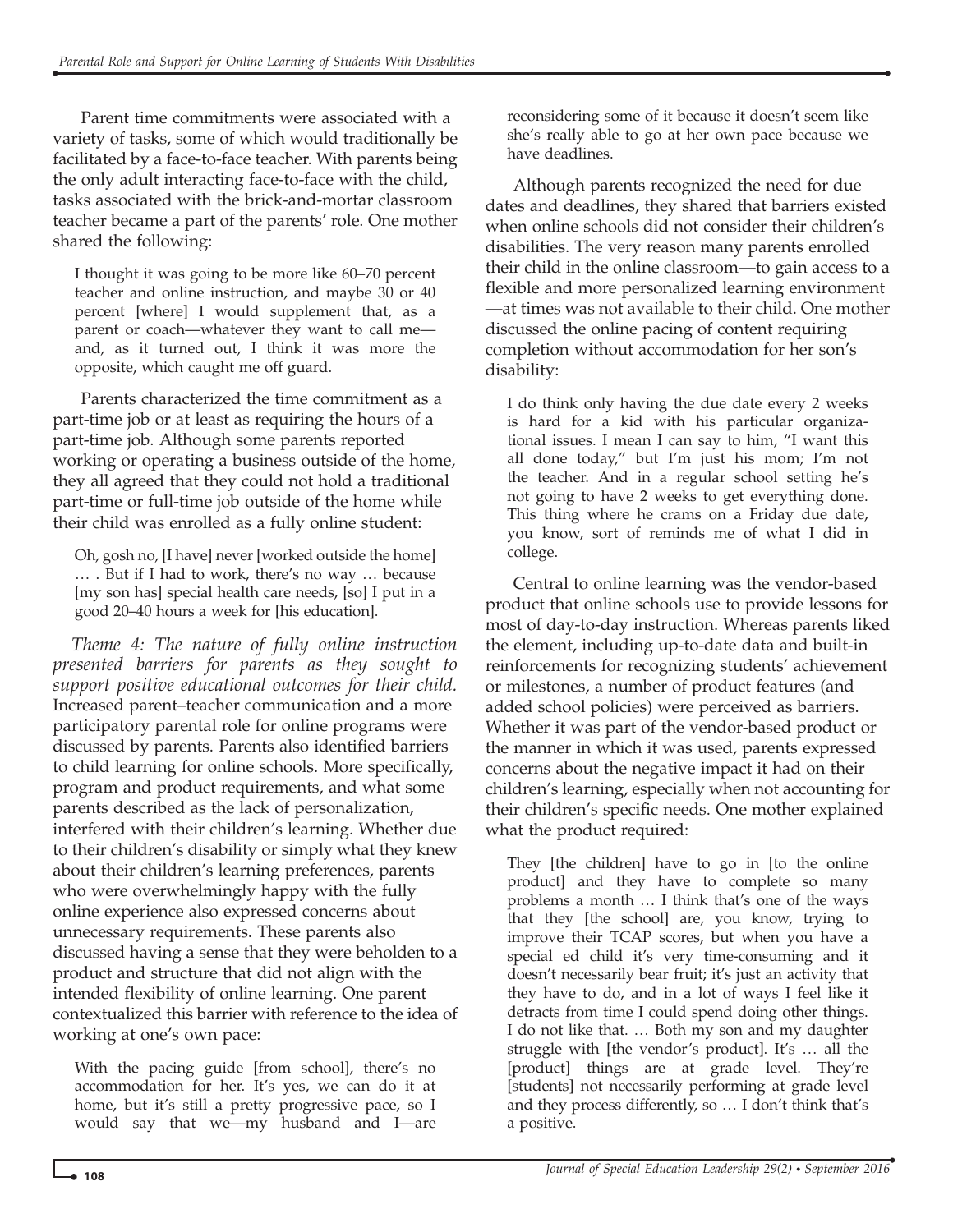Parent time commitments were associated with a variety of tasks, some of which would traditionally be facilitated by a face-to-face teacher. With parents being the only adult interacting face-to-face with the child, tasks associated with the brick-and-mortar classroom teacher became a part of the parents' role. One mother shared the following:

> I thought it was going to be more like 60–70 percent teacher and online instruction, and maybe 30 or 40 percent [where] I would supplement that, as a parent or coach—whatever they want to call me—and, as it turned out, I think it was more the opposite, which caught me off guard.

Parents characterized the time commitment as a part-time job or at least as requiring the hours of a part-time job. Although some parents reported working or operating a business outside of the home, they all agreed that they could not hold a traditional part-time or full-time job outside of the home while their child was enrolled as a fully online student:

> Oh, gosh no, [I have] never [worked outside the home] … . But if I had to work, there's no way … because [my son has] special health care needs, [so] I put in a good 20–40 hours a week for [his education].

*Theme 4: The nature of fully online instruction presented barriers for parents as they sought to support positive educational outcomes for their child.* Increased parent–teacher communication and a more participatory parental role for online programs were discussed by parents. Parents also identified barriers to child learning for online schools. More specifically, program and product requirements, and what some parents described as the lack of personalization, interfered with their children's learning. Whether due to their children's disability or simply what they knew about their children's learning preferences, parents who were overwhelmingly happy with the fully online experience also expressed concerns about unnecessary requirements. These parents also discussed having a sense that they were beholden to a product and structure that did not align with the intended flexibility of online learning. One parent contextualized this barrier with reference to the idea of working at one's own pace:

> With the pacing guide [from school], there's no accommodation for her. It's yes, we can do it at home, but it's still a pretty progressive pace, so I would say that we—my husband and I—are reconsidering some of it because it doesn't seem like she's really able to go at her own pace because we have deadlines.

Although parents recognized the need for due dates and deadlines, they shared that barriers existed when online schools did not consider their children's disabilities. The very reason many parents enrolled their child in the online classroom—to gain access to a flexible and more personalized learning environment—at times was not available to their child. One mother discussed the online pacing of content requiring completion without accommodation for her son's disability:

> I do think only having the due date every 2 weeks is hard for a kid with his particular organizational issues. I mean I can say to him, "I want this all done today," but I'm just his mom; I'm not the teacher. And in a regular school setting he's not going to have 2 weeks to get everything done. This thing where he crams on a Friday due date, you know, sort of reminds me of what I did in college.

Central to online learning was the vendor-based product that online schools use to provide lessons for most of day-to-day instruction. Whereas parents liked the element, including up-to-date data and built-in reinforcements for recognizing students' achievement or milestones, a number of product features (and added school policies) were perceived as barriers. Whether it was part of the vendor-based product or the manner in which it was used, parents expressed concerns about the negative impact it had on their children's learning, especially when not accounting for their children's specific needs. One mother explained what the product required:

> They [the children] have to go in [to the online product] and they have to complete so many problems a month … I think that's one of the ways that they [the school] are, you know, trying to improve their TCAP scores, but when you have a special ed child it's very time-consuming and it doesn't necessarily bear fruit; it's just an activity that they have to do, and in a lot of ways I feel like it detracts from time I could spend doing other things. I do not like that. … Both my son and my daughter struggle with [the vendor's product]. It's … all the [product] things are at grade level. They're [students] not necessarily performing at grade level and they process differently, so … I don't think that's a positive.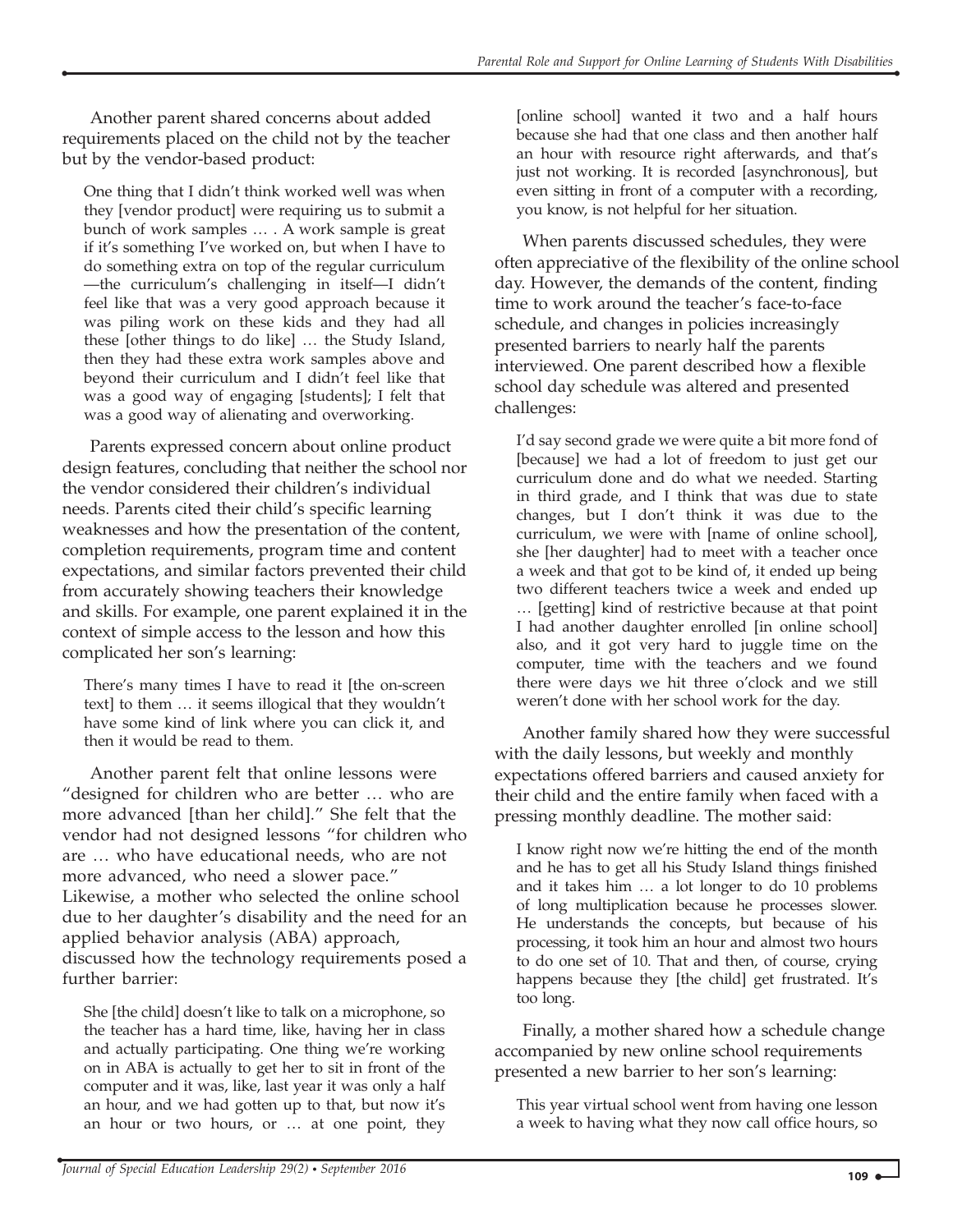Another parent shared concerns about added requirements placed on the child not by the teacher but by the vendor-based product:

> One thing that I didn't think worked well was when they [vendor product] were requiring us to submit a bunch of work samples … . A work sample is great if it's something I've worked on, but when I have to do something extra on top of the regular curriculum —the curriculum's challenging in itself—I didn't feel like that was a very good approach because it was piling work on these kids and they had all these [other things to do like] … the Study Island, then they had these extra work samples above and beyond their curriculum and I didn't feel like that was a good way of engaging [students]; I felt that was a good way of alienating and overworking.

Parents expressed concern about online product design features, concluding that neither the school nor the vendor considered their children's individual needs. Parents cited their child's specific learning weaknesses and how the presentation of the content, completion requirements, program time and content expectations, and similar factors prevented their child from accurately showing teachers their knowledge and skills. For example, one parent explained it in the context of simple access to the lesson and how this complicated her son's learning:

> There's many times I have to read it [the on-screen text] to them … it seems illogical that they wouldn't have some kind of link where you can click it, and then it would be read to them.

Another parent felt that online lessons were "designed for children who are better … who are more advanced [than her child]." She felt that the vendor had not designed lessons "for children who are … who have educational needs, who are not more advanced, who need a slower pace." Likewise, a mother who selected the online school due to her daughter's disability and the need for an applied behavior analysis (ABA) approach, discussed how the technology requirements posed a further barrier:

> She [the child] doesn't like to talk on a microphone, so the teacher has a hard time, like, having her in class and actually participating. One thing we're working on in ABA is actually to get her to sit in front of the computer and it was, like, last year it was only a half an hour, and we had gotten up to that, but now it's an hour or two hours, or … at one point, they [online school] wanted it two and a half hours because she had that one class and then another half an hour with resource right afterwards, and that's just not working. It is recorded [asynchronous], but even sitting in front of a computer with a recording, you know, is not helpful for her situation.

When parents discussed schedules, they were often appreciative of the flexibility of the online school day. However, the demands of the content, finding time to work around the teacher's face-to-face schedule, and changes in policies increasingly presented barriers to nearly half the parents interviewed. One parent described how a flexible school day schedule was altered and presented challenges:

> I'd say second grade we were quite a bit more fond of [because] we had a lot of freedom to just get our curriculum done and do what we needed. Starting in third grade, and I think that was due to state changes, but I don't think it was due to the curriculum, we were with [name of online school], she [her daughter] had to meet with a teacher once a week and that got to be kind of, it ended up being two different teachers twice a week and ended up … [getting] kind of restrictive because at that point I had another daughter enrolled [in online school] also, and it got very hard to juggle time on the computer, time with the teachers and we found there were days we hit three o'clock and we still weren't done with her school work for the day.

Another family shared how they were successful with the daily lessons, but weekly and monthly expectations offered barriers and caused anxiety for their child and the entire family when faced with a pressing monthly deadline. The mother said:

> I know right now we're hitting the end of the month and he has to get all his Study Island things finished and it takes him … a lot longer to do 10 problems of long multiplication because he processes slower. He understands the concepts, but because of his processing, it took him an hour and almost two hours to do one set of 10. That and then, of course, crying happens because they [the child] get frustrated. It's too long.

Finally, a mother shared how a schedule change accompanied by new online school requirements presented a new barrier to her son's learning:

> This year virtual school went from having one lesson a week to having what they now call office hours, so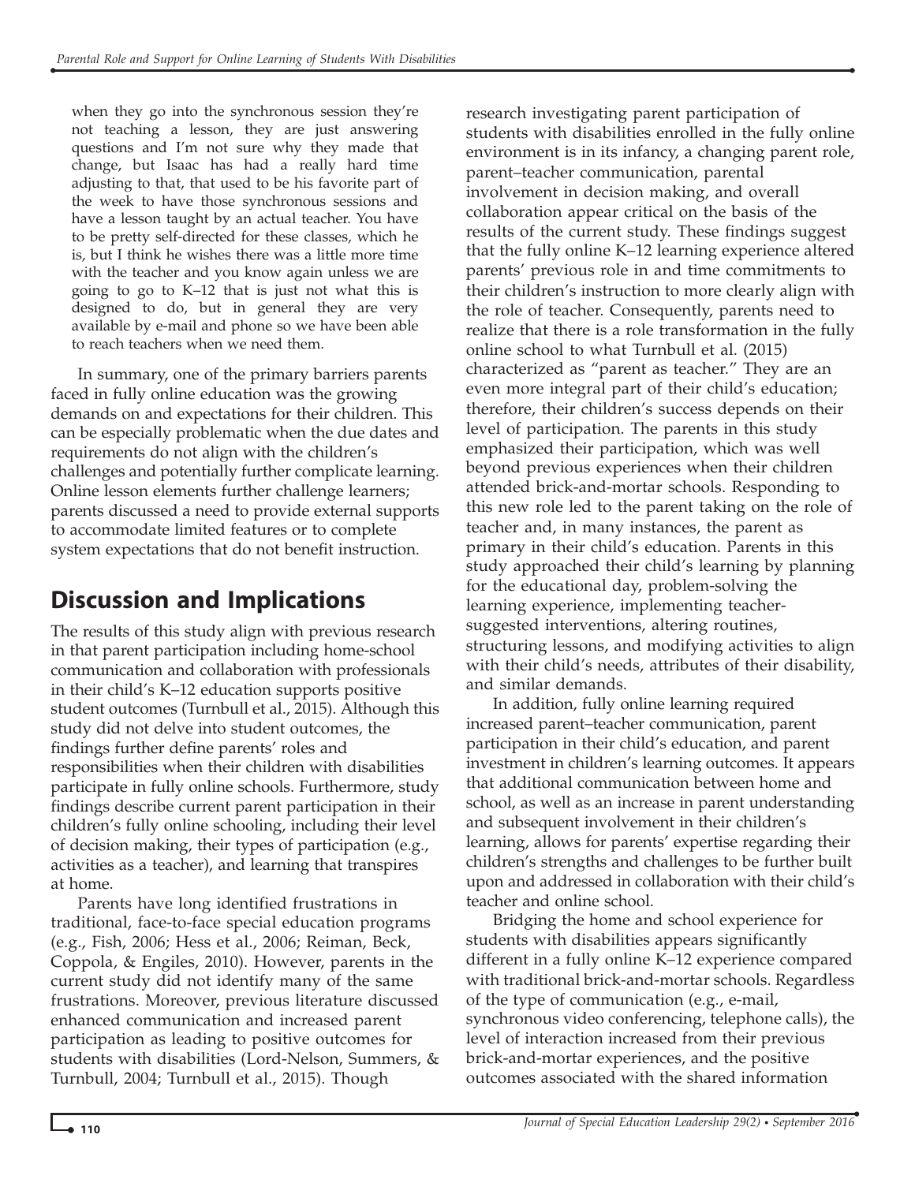when they go into the synchronous session they're not teaching a lesson, they are just answering questions and I'm not sure why they made that change, but Isaac has had a really hard time adjusting to that, that used to be his favorite part of the week to have those synchronous sessions and have a lesson taught by an actual teacher. You have to be pretty self-directed for these classes, which he is, but I think he wishes there was a little more time with the teacher and you know again unless we are going to go to K–12 that is just not what this is designed to do, but in general they are very available by e-mail and phone so we have been able to reach teachers when we need them.

In summary, one of the primary barriers parents faced in fully online education was the growing demands on and expectations for their children. This can be especially problematic when the due dates and requirements do not align with the children's challenges and potentially further complicate learning. Online lesson elements further challenge learners; parents discussed a need to provide external supports to accommodate limited features or to complete system expectations that do not benefit instruction.

## Discussion and Implications

The results of this study align with previous research in that parent participation including home-school communication and collaboration with professionals in their child's K–12 education supports positive student outcomes (Turnbull et al., 2015). Although this study did not delve into student outcomes, the findings further define parents' roles and responsibilities when their children with disabilities participate in fully online schools. Furthermore, study findings describe current parent participation in their children's fully online schooling, including their level of decision making, their types of participation (e.g., activities as a teacher), and learning that transpires at home.

Parents have long identified frustrations in traditional, face-to-face special education programs (e.g., Fish, 2006; Hess et al., 2006; Reiman, Beck, Coppola, & Engiles, 2010). However, parents in the current study did not identify many of the same frustrations. Moreover, previous literature discussed enhanced communication and increased parent participation as leading to positive outcomes for students with disabilities (Lord-Nelson, Summers, & Turnbull, 2004; Turnbull et al., 2015). Though research investigating parent participation of students with disabilities enrolled in the fully online environment is in its infancy, a changing parent role, parent–teacher communication, parental involvement in decision making, and overall collaboration appear critical on the basis of the results of the current study. These findings suggest that the fully online K–12 learning experience altered parents' previous role in and time commitments to their children's instruction to more clearly align with the role of teacher. Consequently, parents need to realize that there is a role transformation in the fully online school to what Turnbull et al. (2015) characterized as "parent as teacher." They are an even more integral part of their child's education; therefore, their children's success depends on their level of participation. The parents in this study emphasized their participation, which was well beyond previous experiences when their children attended brick-and-mortar schools. Responding to this new role led to the parent taking on the role of teacher and, in many instances, the parent as primary in their child's education. Parents in this study approached their child's learning by planning for the educational day, problem-solving the learning experience, implementing teacher-suggested interventions, altering routines, structuring lessons, and modifying activities to align with their child's needs, attributes of their disability, and similar demands.

In addition, fully online learning required increased parent–teacher communication, parent participation in their child's education, and parent investment in children's learning outcomes. It appears that additional communication between home and school, as well as an increase in parent understanding and subsequent involvement in their children's learning, allows for parents' expertise regarding their children's strengths and challenges to be further built upon and addressed in collaboration with their child's teacher and online school.

Bridging the home and school experience for students with disabilities appears significantly different in a fully online K–12 experience compared with traditional brick-and-mortar schools. Regardless of the type of communication (e.g., e-mail, synchronous video conferencing, telephone calls), the level of interaction increased from their previous brick-and-mortar experiences, and the positive outcomes associated with the shared information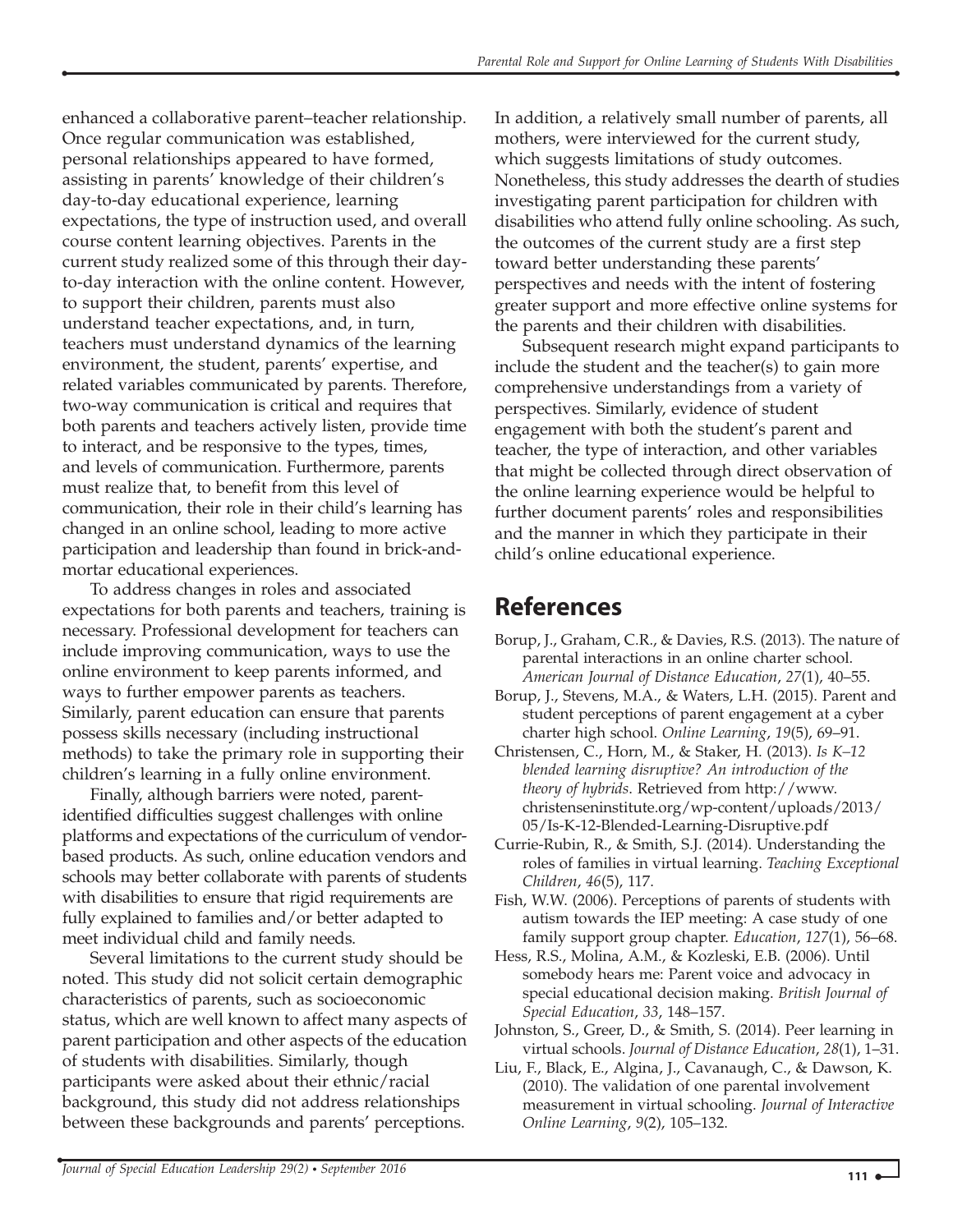enhanced a collaborative parent–teacher relationship. Once regular communication was established, personal relationships appeared to have formed, assisting in parents' knowledge of their children's day-to-day educational experience, learning expectations, the type of instruction used, and overall course content learning objectives. Parents in the current study realized some of this through their day-to-day interaction with the online content. However, to support their children, parents must also understand teacher expectations, and, in turn, teachers must understand dynamics of the learning environment, the student, parents' expertise, and related variables communicated by parents. Therefore, two-way communication is critical and requires that both parents and teachers actively listen, provide time to interact, and be responsive to the types, times, and levels of communication. Furthermore, parents must realize that, to benefit from this level of communication, their role in their child's learning has changed in an online school, leading to more active participation and leadership than found in brick-and-mortar educational experiences.

To address changes in roles and associated expectations for both parents and teachers, training is necessary. Professional development for teachers can include improving communication, ways to use the online environment to keep parents informed, and ways to further empower parents as teachers. Similarly, parent education can ensure that parents possess skills necessary (including instructional methods) to take the primary role in supporting their children's learning in a fully online environment.

Finally, although barriers were noted, parent-identified difficulties suggest challenges with online platforms and expectations of the curriculum of vendor-based products. As such, online education vendors and schools may better collaborate with parents of students with disabilities to ensure that rigid requirements are fully explained to families and/or better adapted to meet individual child and family needs.

Several limitations to the current study should be noted. This study did not solicit certain demographic characteristics of parents, such as socioeconomic status, which are well known to affect many aspects of parent participation and other aspects of the education of students with disabilities. Similarly, though participants were asked about their ethnic/racial background, this study did not address relationships between these backgrounds and parents' perceptions. In addition, a relatively small number of parents, all mothers, were interviewed for the current study, which suggests limitations of study outcomes. Nonetheless, this study addresses the dearth of studies investigating parent participation for children with disabilities who attend fully online schooling. As such, the outcomes of the current study are a first step toward better understanding these parents' perspectives and needs with the intent of fostering greater support and more effective online systems for the parents and their children with disabilities.

Subsequent research might expand participants to include the student and the teacher(s) to gain more comprehensive understandings from a variety of perspectives. Similarly, evidence of student engagement with both the student's parent and teacher, the type of interaction, and other variables that might be collected through direct observation of the online learning experience would be helpful to further document parents' roles and responsibilities and the manner in which they participate in their child's online educational experience.

## References

Borup, J., Graham, C.R., & Davies, R.S. (2013). The nature of parental interactions in an online charter school. *American Journal of Distance Education*, *27*(1), 40–55.

Borup, J., Stevens, M.A., & Waters, L.H. (2015). Parent and student perceptions of parent engagement at a cyber charter high school. *Online Learning*, *19*(5), 69–91.

Christensen, C., Horn, M., & Staker, H. (2013). *Is K–12 blended learning disruptive? An introduction of the theory of hybrids*. Retrieved from http://www.christenseninstitute.org/wp-content/uploads/2013/05/Is-K-12-Blended-Learning-Disruptive.pdf

Currie-Rubin, R., & Smith, S.J. (2014). Understanding the roles of families in virtual learning. *Teaching Exceptional Children*, *46*(5), 117.

Fish, W.W. (2006). Perceptions of parents of students with autism towards the IEP meeting: A case study of one family support group chapter. *Education*, *127*(1), 56–68.

Hess, R.S., Molina, A.M., & Kozleski, E.B. (2006). Until somebody hears me: Parent voice and advocacy in special educational decision making. *British Journal of Special Education*, *33*, 148–157.

Johnston, S., Greer, D., & Smith, S. (2014). Peer learning in virtual schools. *Journal of Distance Education*, *28*(1), 1–31.

Liu, F., Black, E., Algina, J., Cavanaugh, C., & Dawson, K. (2010). The validation of one parental involvement measurement in virtual schooling. *Journal of Interactive Online Learning*, *9*(2), 105–132.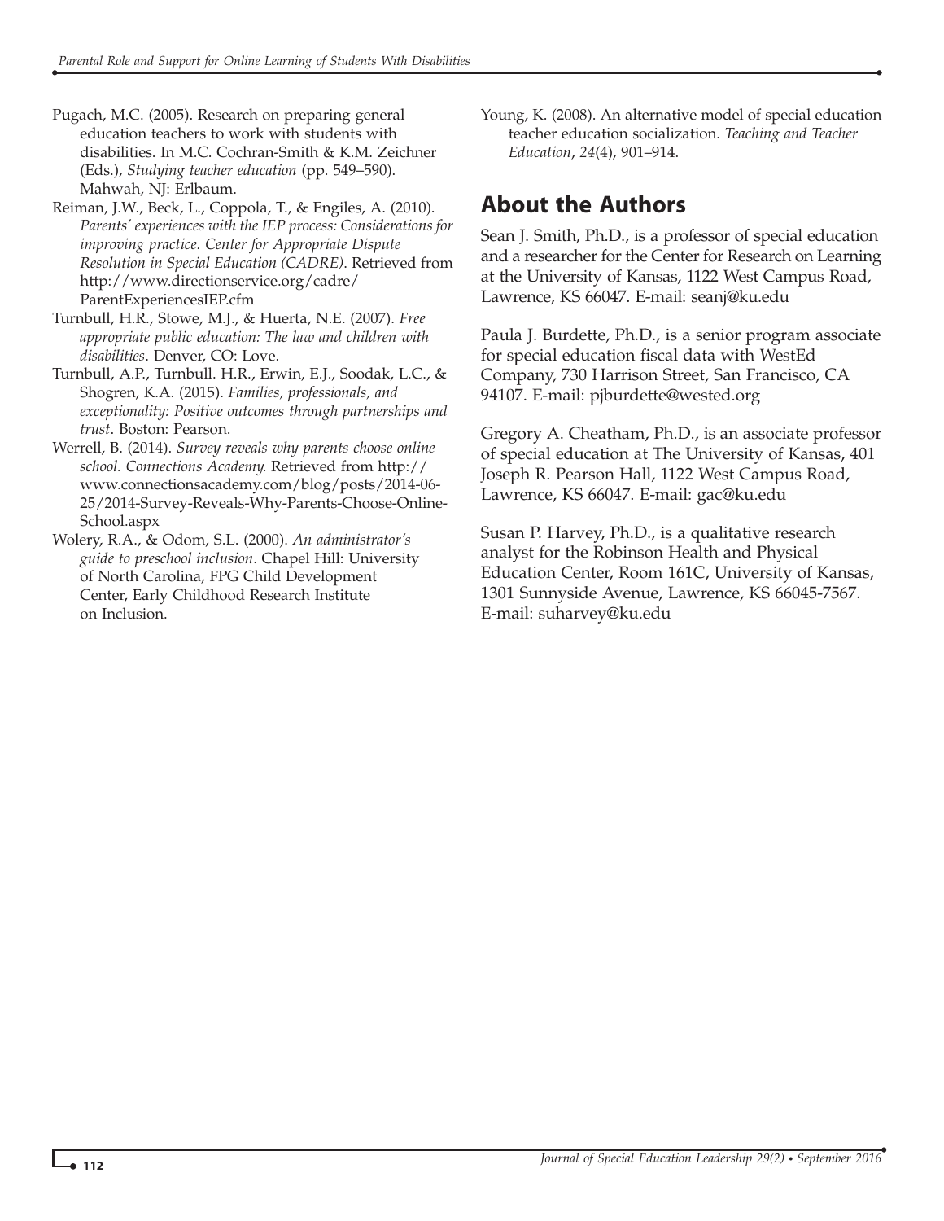Pugach, M.C. (2005). Research on preparing general education teachers to work with students with disabilities. In M.C. Cochran-Smith & K.M. Zeichner (Eds.), *Studying teacher education* (pp. 549–590). Mahwah, NJ: Erlbaum.

Reiman, J.W., Beck, L., Coppola, T., & Engiles, A. (2010). *Parents' experiences with the IEP process: Considerations for improving practice. Center for Appropriate Dispute Resolution in Special Education (CADRE)*. Retrieved from http://www.directionservice.org/cadre/ParentExperiencesIEP.cfm

Turnbull, H.R., Stowe, M.J., & Huerta, N.E. (2007). *Free appropriate public education: The law and children with disabilities*. Denver, CO: Love.

Turnbull, A.P., Turnbull. H.R., Erwin, E.J., Soodak, L.C., & Shogren, K.A. (2015). *Families, professionals, and exceptionality: Positive outcomes through partnerships and trust*. Boston: Pearson.

Werrell, B. (2014). *Survey reveals why parents choose online school. Connections Academy*. Retrieved from http://www.connectionsacademy.com/blog/posts/2014-06-25/2014-Survey-Reveals-Why-Parents-Choose-Online-School.aspx

Wolery, R.A., & Odom, S.L. (2000). *An administrator's guide to preschool inclusion*. Chapel Hill: University of North Carolina, FPG Child Development Center, Early Childhood Research Institute on Inclusion.

Young, K. (2008). An alternative model of special education teacher education socialization. *Teaching and Teacher Education*, *24*(4), 901–914.

## About the Authors

Sean J. Smith, Ph.D., is a professor of special education and a researcher for the Center for Research on Learning at the University of Kansas, 1122 West Campus Road, Lawrence, KS 66047. E-mail: seanj@ku.edu

Paula J. Burdette, Ph.D., is a senior program associate for special education fiscal data with WestEd Company, 730 Harrison Street, San Francisco, CA 94107. E-mail: pjburdette@wested.org

Gregory A. Cheatham, Ph.D., is an associate professor of special education at The University of Kansas, 401 Joseph R. Pearson Hall, 1122 West Campus Road, Lawrence, KS 66047. E-mail: gac@ku.edu

Susan P. Harvey, Ph.D., is a qualitative research analyst for the Robinson Health and Physical Education Center, Room 161C, University of Kansas, 1301 Sunnyside Avenue, Lawrence, KS 66045-7567. E-mail: suharvey@ku.edu